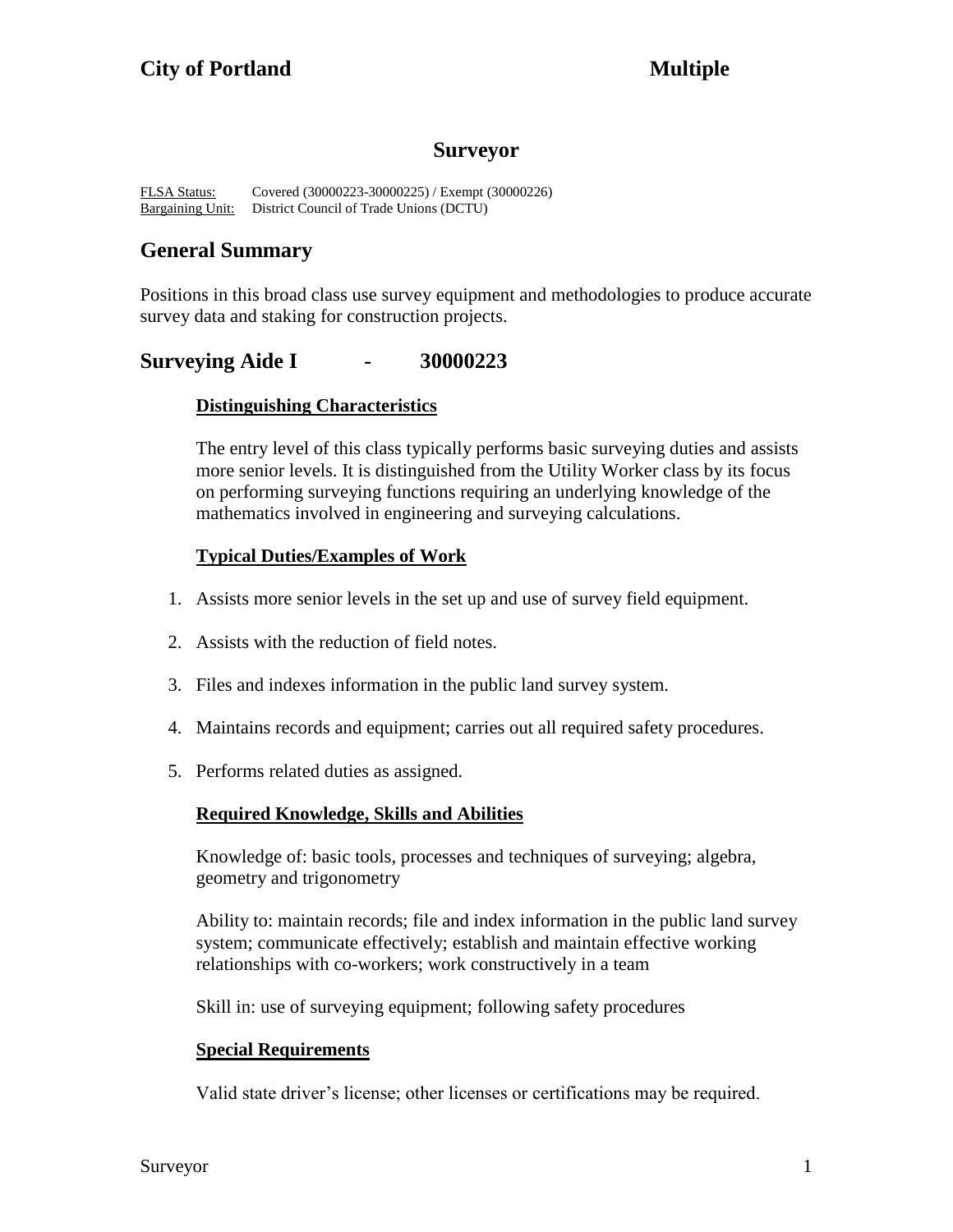**City of Portland** **Multiple**

# Surveyor

FLSA Status: Covered (30000223-30000225) / Exempt (30000226)
Bargaining Unit: District Council of Trade Unions (DCTU)

## General Summary

Positions in this broad class use survey equipment and methodologies to produce accurate survey data and staking for construction projects.

## Surveying Aide I - 30000223

### Distinguishing Characteristics

The entry level of this class typically performs basic surveying duties and assists more senior levels. It is distinguished from the Utility Worker class by its focus on performing surveying functions requiring an underlying knowledge of the mathematics involved in engineering and surveying calculations.

### Typical Duties/Examples of Work

1. Assists more senior levels in the set up and use of survey field equipment.
2. Assists with the reduction of field notes.
3. Files and indexes information in the public land survey system.
4. Maintains records and equipment; carries out all required safety procedures.
5. Performs related duties as assigned.

### Required Knowledge, Skills and Abilities

Knowledge of: basic tools, processes and techniques of surveying; algebra, geometry and trigonometry

Ability to: maintain records; file and index information in the public land survey system; communicate effectively; establish and maintain effective working relationships with co-workers; work constructively in a team

Skill in: use of surveying equipment; following safety procedures

### Special Requirements

Valid state driver's license; other licenses or certifications may be required.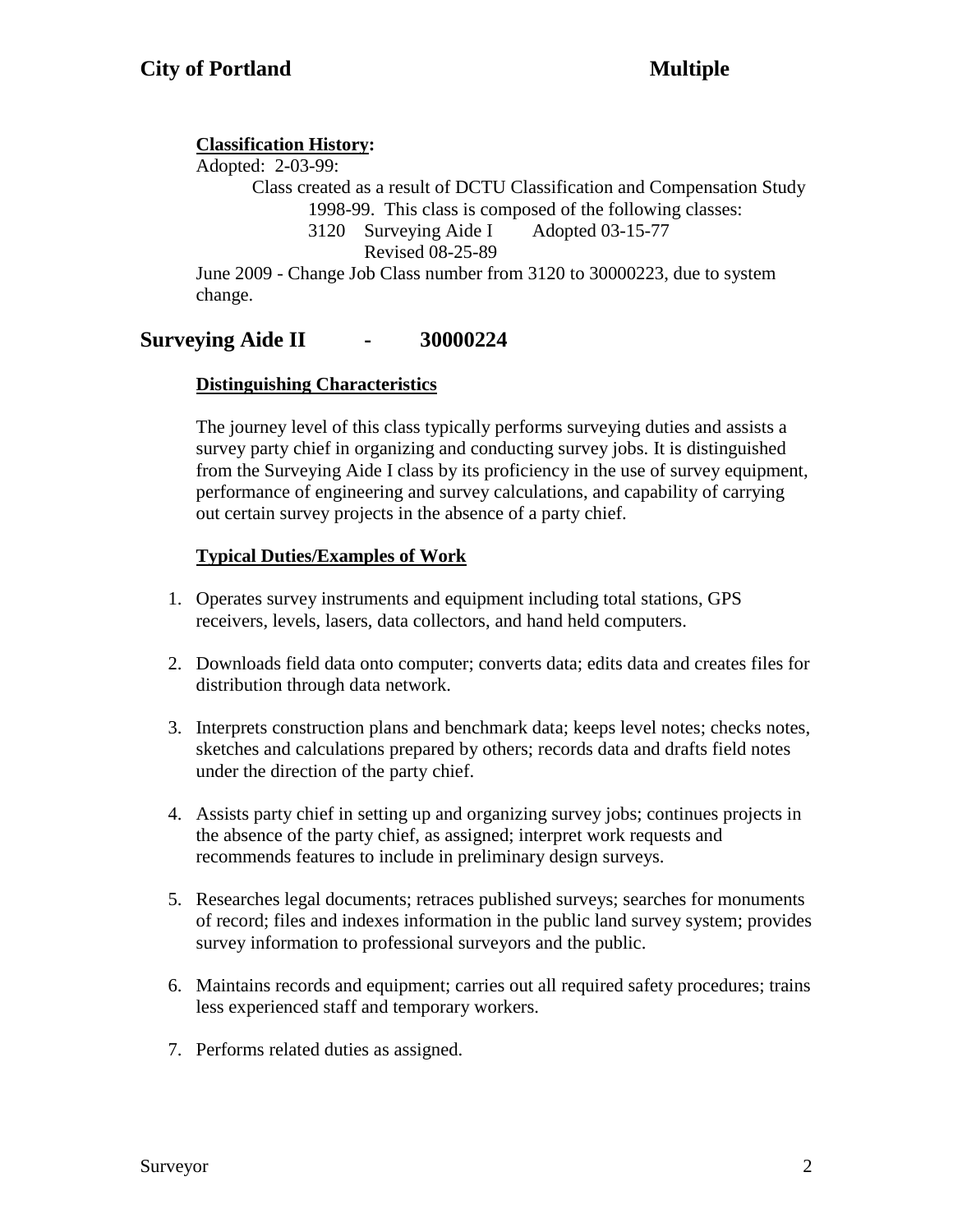**Classification History:**

Adopted: 2-03-99:

Class created as a result of DCTU Classification and Compensation Study 1998-99. This class is composed of the following classes:

3120 Surveying Aide I Adopted 03-15-77
Revised 08-25-89

June 2009 - Change Job Class number from 3120 to 30000223, due to system change.

## Surveying Aide II - 30000224

### Distinguishing Characteristics

The journey level of this class typically performs surveying duties and assists a survey party chief in organizing and conducting survey jobs. It is distinguished from the Surveying Aide I class by its proficiency in the use of survey equipment, performance of engineering and survey calculations, and capability of carrying out certain survey projects in the absence of a party chief.

### Typical Duties/Examples of Work

1. Operates survey instruments and equipment including total stations, GPS receivers, levels, lasers, data collectors, and hand held computers.

2. Downloads field data onto computer; converts data; edits data and creates files for distribution through data network.

3. Interprets construction plans and benchmark data; keeps level notes; checks notes, sketches and calculations prepared by others; records data and drafts field notes under the direction of the party chief.

4. Assists party chief in setting up and organizing survey jobs; continues projects in the absence of the party chief, as assigned; interpret work requests and recommends features to include in preliminary design surveys.

5. Researches legal documents; retraces published surveys; searches for monuments of record; files and indexes information in the public land survey system; provides survey information to professional surveyors and the public.

6. Maintains records and equipment; carries out all required safety procedures; trains less experienced staff and temporary workers.

7. Performs related duties as assigned.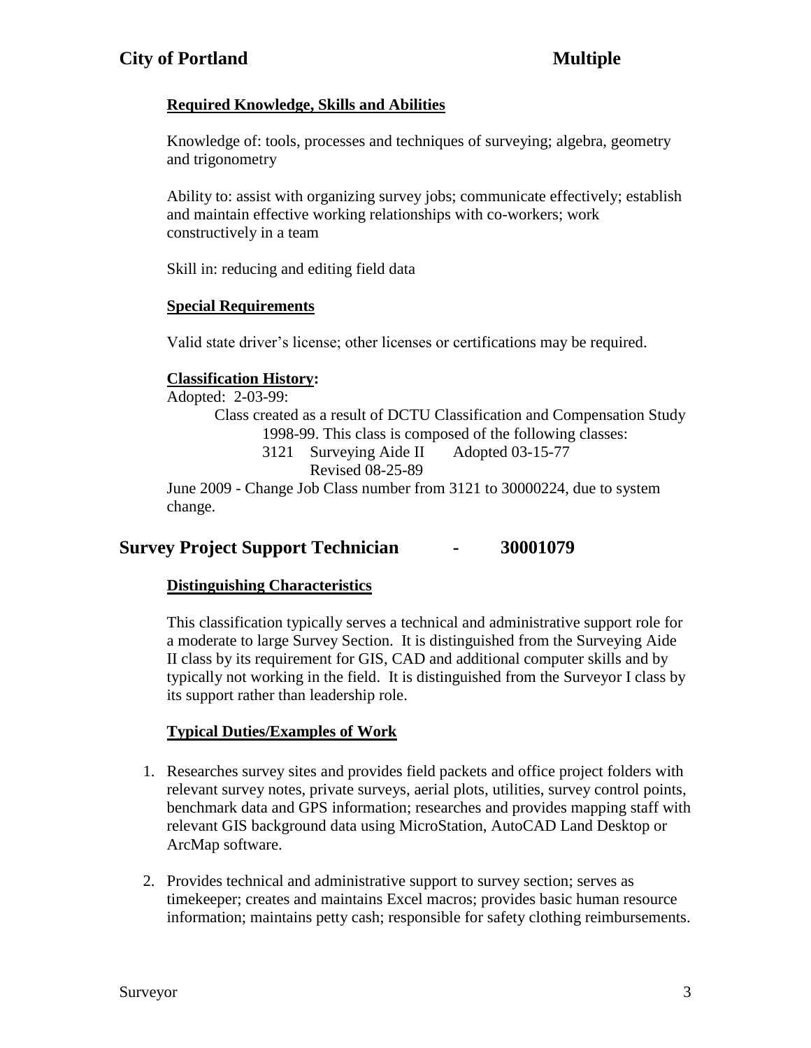### Required Knowledge, Skills and Abilities

Knowledge of: tools, processes and techniques of surveying; algebra, geometry and trigonometry

Ability to: assist with organizing survey jobs; communicate effectively; establish and maintain effective working relationships with co-workers; work constructively in a team

Skill in: reducing and editing field data

### Special Requirements

Valid state driver's license; other licenses or certifications may be required.

### Classification History:

Adopted: 2-03-99:

Class created as a result of DCTU Classification and Compensation Study 1998-99. This class is composed of the following classes:

3121 Surveying Aide II Adopted 03-15-77
Revised 08-25-89

June 2009 - Change Job Class number from 3121 to 30000224, due to system change.

## Survey Project Support Technician - 30001079

### Distinguishing Characteristics

This classification typically serves a technical and administrative support role for a moderate to large Survey Section. It is distinguished from the Surveying Aide II class by its requirement for GIS, CAD and additional computer skills and by typically not working in the field. It is distinguished from the Surveyor I class by its support rather than leadership role.

### Typical Duties/Examples of Work

1. Researches survey sites and provides field packets and office project folders with relevant survey notes, private surveys, aerial plots, utilities, survey control points, benchmark data and GPS information; researches and provides mapping staff with relevant GIS background data using MicroStation, AutoCAD Land Desktop or ArcMap software.
2. Provides technical and administrative support to survey section; serves as timekeeper; creates and maintains Excel macros; provides basic human resource information; maintains petty cash; responsible for safety clothing reimbursements.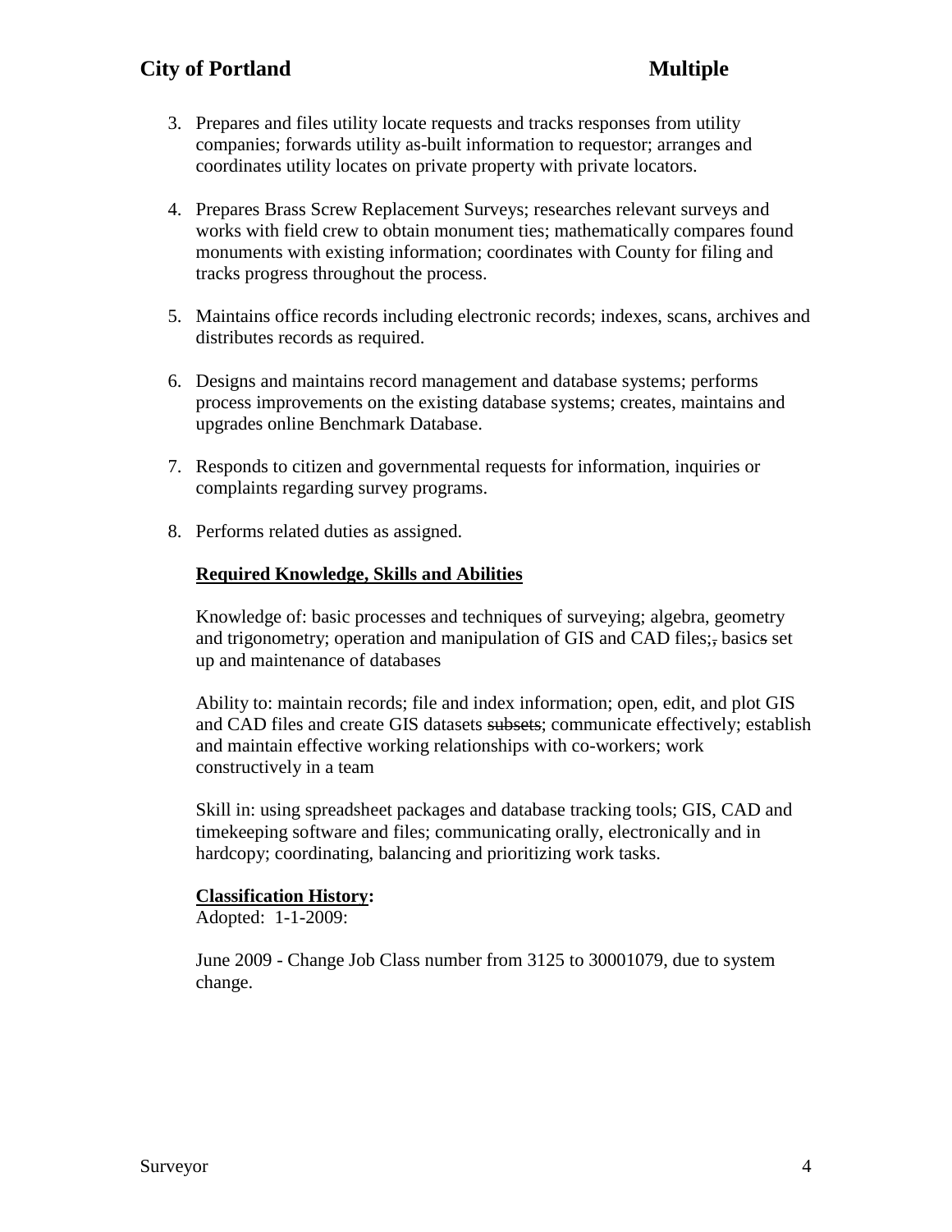3. Prepares and files utility locate requests and tracks responses from utility companies; forwards utility as-built information to requestor; arranges and coordinates utility locates on private property with private locators.

4. Prepares Brass Screw Replacement Surveys; researches relevant surveys and works with field crew to obtain monument ties; mathematically compares found monuments with existing information; coordinates with County for filing and tracks progress throughout the process.

5. Maintains office records including electronic records; indexes, scans, archives and distributes records as required.

6. Designs and maintains record management and database systems; performs process improvements on the existing database systems; creates, maintains and upgrades online Benchmark Database.

7. Responds to citizen and governmental requests for information, inquiries or complaints regarding survey programs.

8. Performs related duties as assigned.

**Required Knowledge, Skills and Abilities**

Knowledge of: basic processes and techniques of surveying; algebra, geometry and trigonometry; operation and manipulation of GIS and CAD files;~~,~~ basic~~s~~ set up and maintenance of databases

Ability to: maintain records; file and index information; open, edit, and plot GIS and CAD files and create GIS datasets ~~subsets~~; communicate effectively; establish and maintain effective working relationships with co-workers; work constructively in a team

Skill in: using spreadsheet packages and database tracking tools; GIS, CAD and timekeeping software and files; communicating orally, electronically and in hardcopy; coordinating, balancing and prioritizing work tasks.

**Classification History:**
Adopted: 1-1-2009:

June 2009 - Change Job Class number from 3125 to 30001079, due to system change.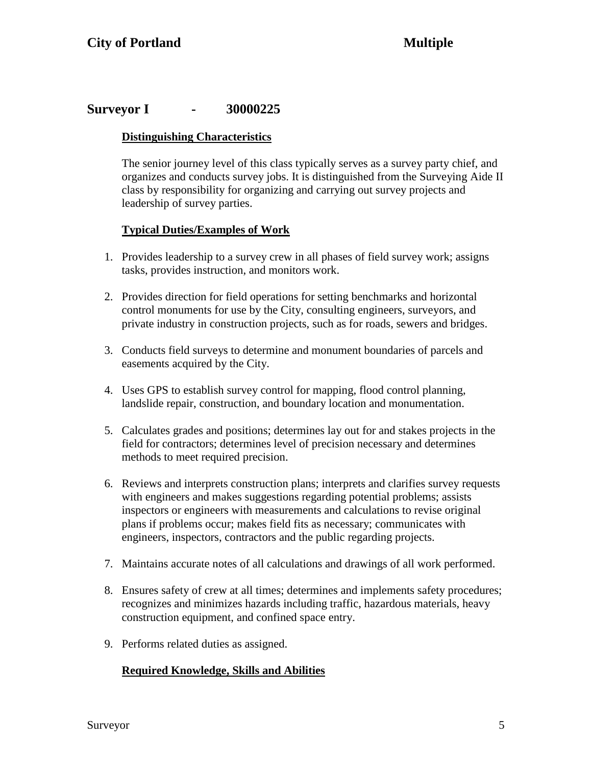## Surveyor I - 30000225

### Distinguishing Characteristics

The senior journey level of this class typically serves as a survey party chief, and organizes and conducts survey jobs. It is distinguished from the Surveying Aide II class by responsibility for organizing and carrying out survey projects and leadership of survey parties.

### Typical Duties/Examples of Work

1. Provides leadership to a survey crew in all phases of field survey work; assigns tasks, provides instruction, and monitors work.
2. Provides direction for field operations for setting benchmarks and horizontal control monuments for use by the City, consulting engineers, surveyors, and private industry in construction projects, such as for roads, sewers and bridges.
3. Conducts field surveys to determine and monument boundaries of parcels and easements acquired by the City.
4. Uses GPS to establish survey control for mapping, flood control planning, landslide repair, construction, and boundary location and monumentation.
5. Calculates grades and positions; determines lay out for and stakes projects in the field for contractors; determines level of precision necessary and determines methods to meet required precision.
6. Reviews and interprets construction plans; interprets and clarifies survey requests with engineers and makes suggestions regarding potential problems; assists inspectors or engineers with measurements and calculations to revise original plans if problems occur; makes field fits as necessary; communicates with engineers, inspectors, contractors and the public regarding projects.
7. Maintains accurate notes of all calculations and drawings of all work performed.
8. Ensures safety of crew at all times; determines and implements safety procedures; recognizes and minimizes hazards including traffic, hazardous materials, heavy construction equipment, and confined space entry.
9. Performs related duties as assigned.

### Required Knowledge, Skills and Abilities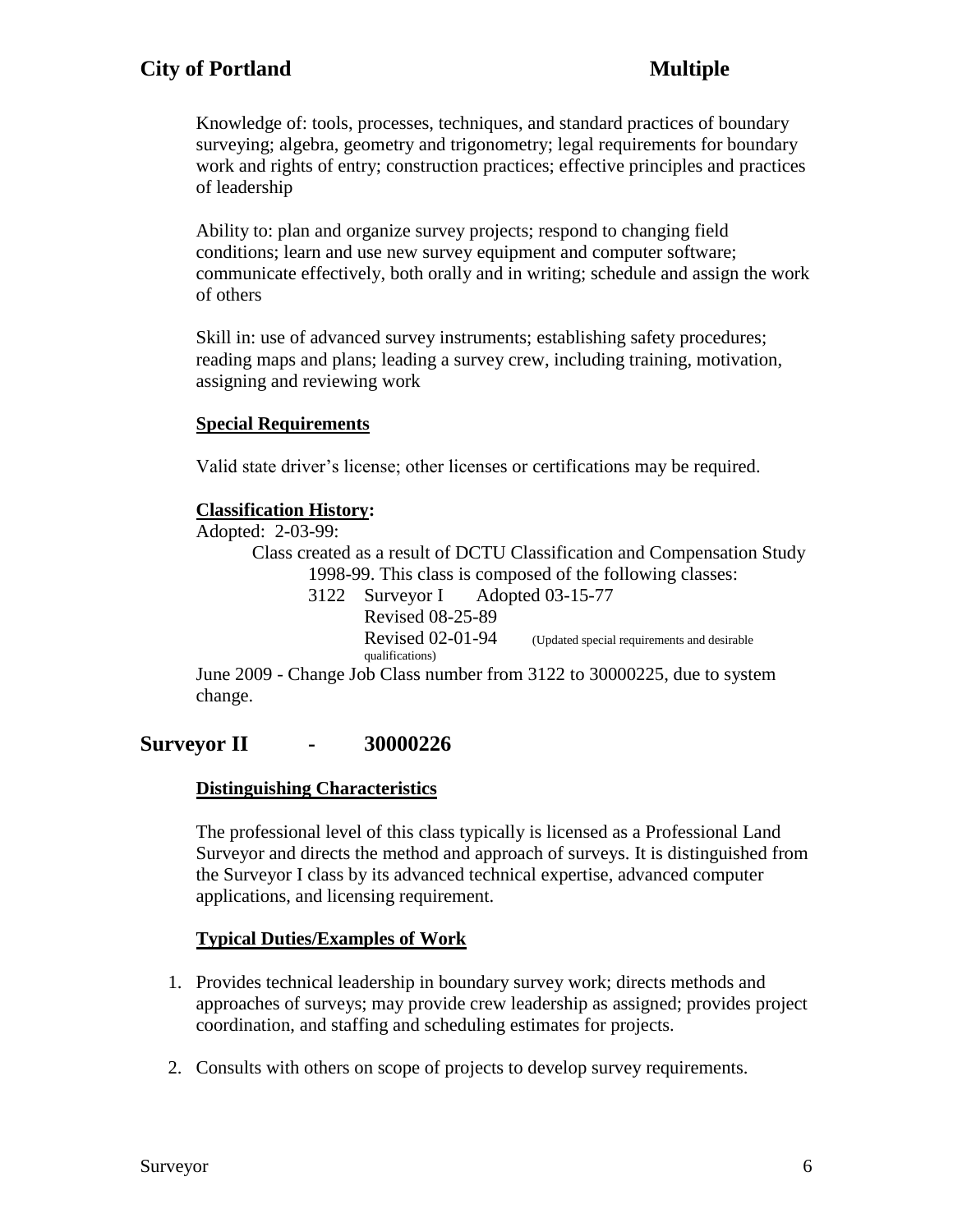Knowledge of: tools, processes, techniques, and standard practices of boundary surveying; algebra, geometry and trigonometry; legal requirements for boundary work and rights of entry; construction practices; effective principles and practices of leadership

Ability to: plan and organize survey projects; respond to changing field conditions; learn and use new survey equipment and computer software; communicate effectively, both orally and in writing; schedule and assign the work of others

Skill in: use of advanced survey instruments; establishing safety procedures; reading maps and plans; leading a survey crew, including training, motivation, assigning and reviewing work

**Special Requirements**

Valid state driver's license; other licenses or certifications may be required.

**Classification History:**

Adopted: 2-03-99:

Class created as a result of DCTU Classification and Compensation Study 1998-99. This class is composed of the following classes:

3122 Surveyor I Adopted 03-15-77
Revised 08-25-89
Revised 02-01-94 (Updated special requirements and desirable qualifications)

June 2009 - Change Job Class number from 3122 to 30000225, due to system change.

## Surveyor II - 30000226

**Distinguishing Characteristics**

The professional level of this class typically is licensed as a Professional Land Surveyor and directs the method and approach of surveys. It is distinguished from the Surveyor I class by its advanced technical expertise, advanced computer applications, and licensing requirement.

**Typical Duties/Examples of Work**

1. Provides technical leadership in boundary survey work; directs methods and approaches of surveys; may provide crew leadership as assigned; provides project coordination, and staffing and scheduling estimates for projects.
2. Consults with others on scope of projects to develop survey requirements.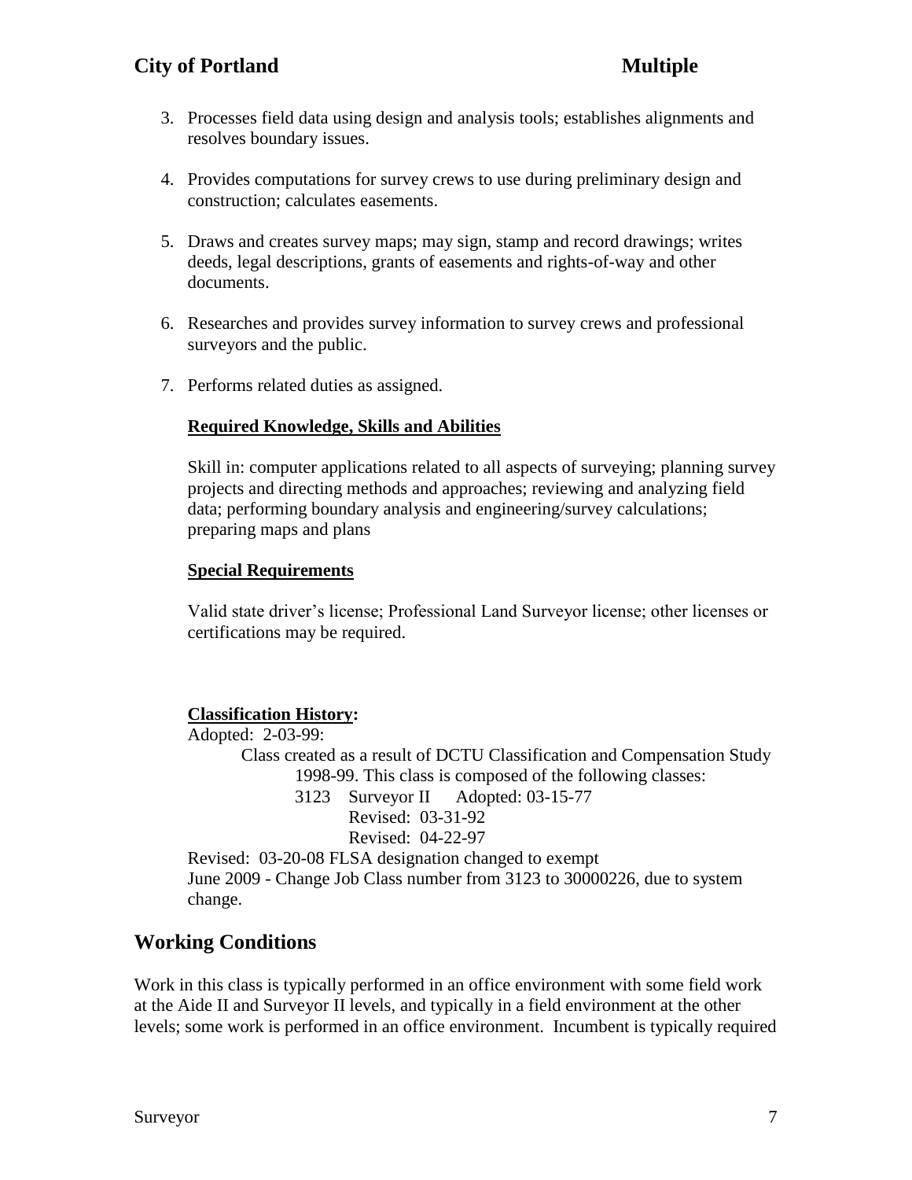3. Processes field data using design and analysis tools; establishes alignments and resolves boundary issues.

4. Provides computations for survey crews to use during preliminary design and construction; calculates easements.

5. Draws and creates survey maps; may sign, stamp and record drawings; writes deeds, legal descriptions, grants of easements and rights-of-way and other documents.

6. Researches and provides survey information to survey crews and professional surveyors and the public.

7. Performs related duties as assigned.

**Required Knowledge, Skills and Abilities**

Skill in: computer applications related to all aspects of surveying; planning survey projects and directing methods and approaches; reviewing and analyzing field data; performing boundary analysis and engineering/survey calculations; preparing maps and plans

**Special Requirements**

Valid state driver's license; Professional Land Surveyor license; other licenses or certifications may be required.

**Classification History:**

Adopted: 2-03-99:

Class created as a result of DCTU Classification and Compensation Study 1998-99. This class is composed of the following classes:

3123 Surveyor II Adopted: 03-15-77
Revised: 03-31-92
Revised: 04-22-97

Revised: 03-20-08 FLSA designation changed to exempt

June 2009 - Change Job Class number from 3123 to 30000226, due to system change.

## Working Conditions

Work in this class is typically performed in an office environment with some field work at the Aide II and Surveyor II levels, and typically in a field environment at the other levels; some work is performed in an office environment. Incumbent is typically required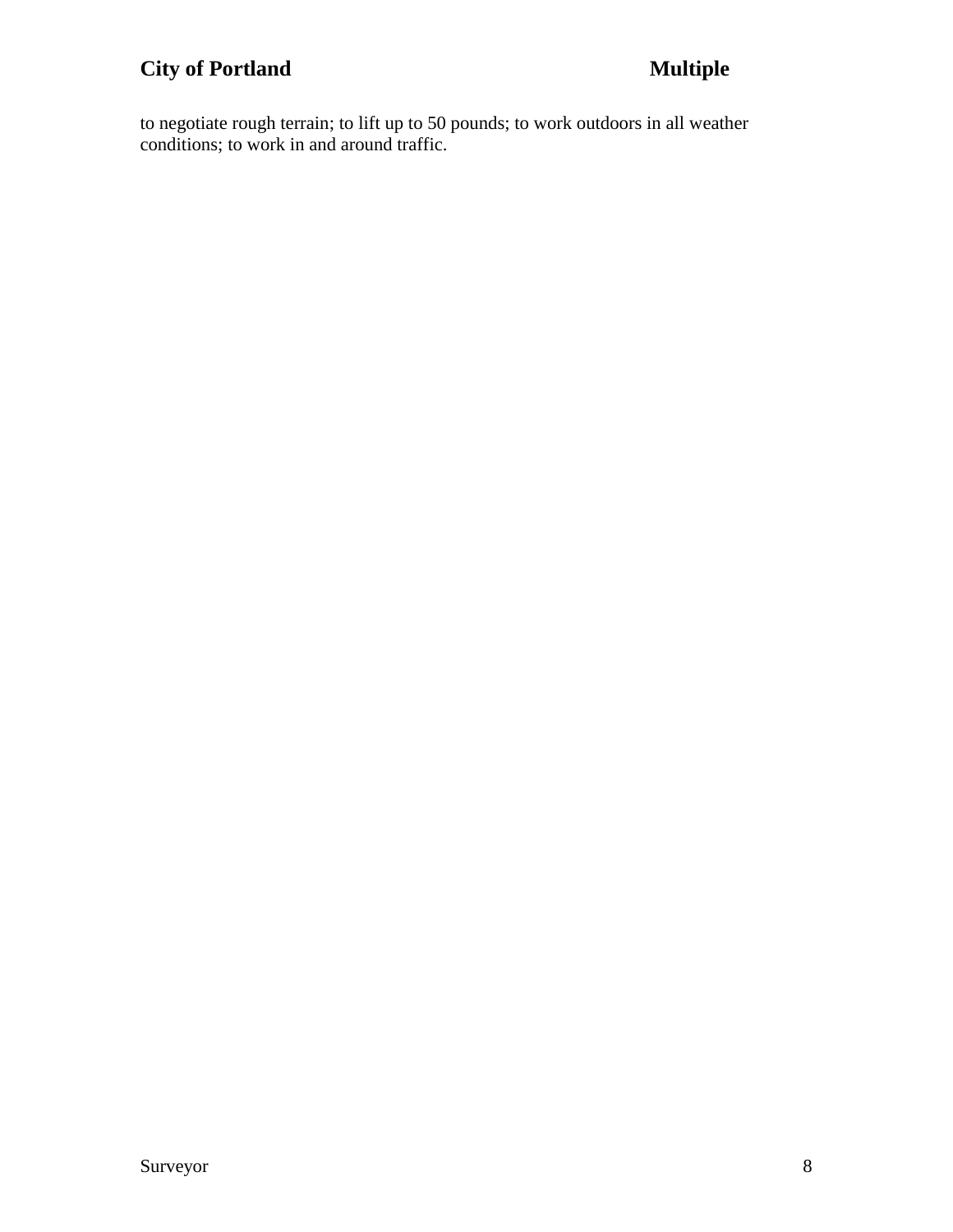to negotiate rough terrain; to lift up to 50 pounds; to work outdoors in all weather conditions; to work in and around traffic.